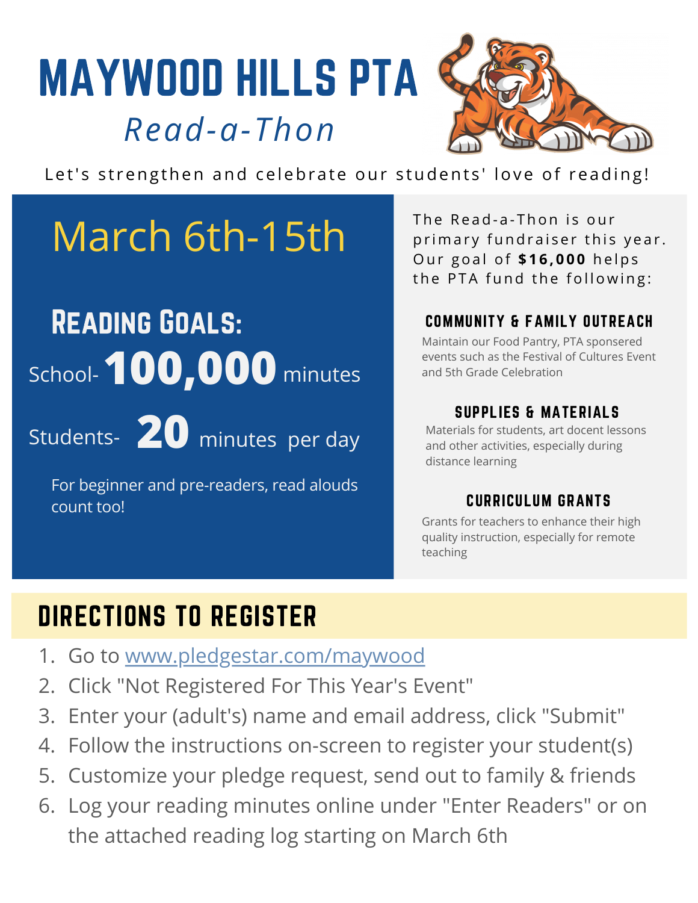# MAYWOOD HILLS PTA

## *Read-a-Thon*

Let's strengthen and celebrate our students' love of reading!

## March 6th-15th

### Reading Goals:

School- **100,000** minutes

Students- **20** minutes per day

For beginner and pre-readers, read alouds count too!

The Read-a-Thon is our primary fundraiser this year. Our goal of **$16,000** helps the PTA fund the following:

### COMMUNITY & FAMILY OUTREACH

Maintain our Food Pantry, PTA sponsered events such as the Festival of Cultures Event and 5th Grade Celebration

### SUPPLIES & MATERIALS

Materials for students, art docent lessons and other activities, especially during distance learning

### CURRICULUM GRANTS

Grants for teachers to enhance their high quality instruction, especially for remote teaching

## DIRECTIONS TO REGISTER

1. Go to www.pledgestar.com/maywood
2. Click "Not Registered For This Year's Event"
3. Enter your (adult's) name and email address, click "Submit"
4. Follow the instructions on-screen to register your student(s)
5. Customize your pledge request, send out to family & friends
6. Log your reading minutes online under "Enter Readers" or on the attached reading log starting on March 6th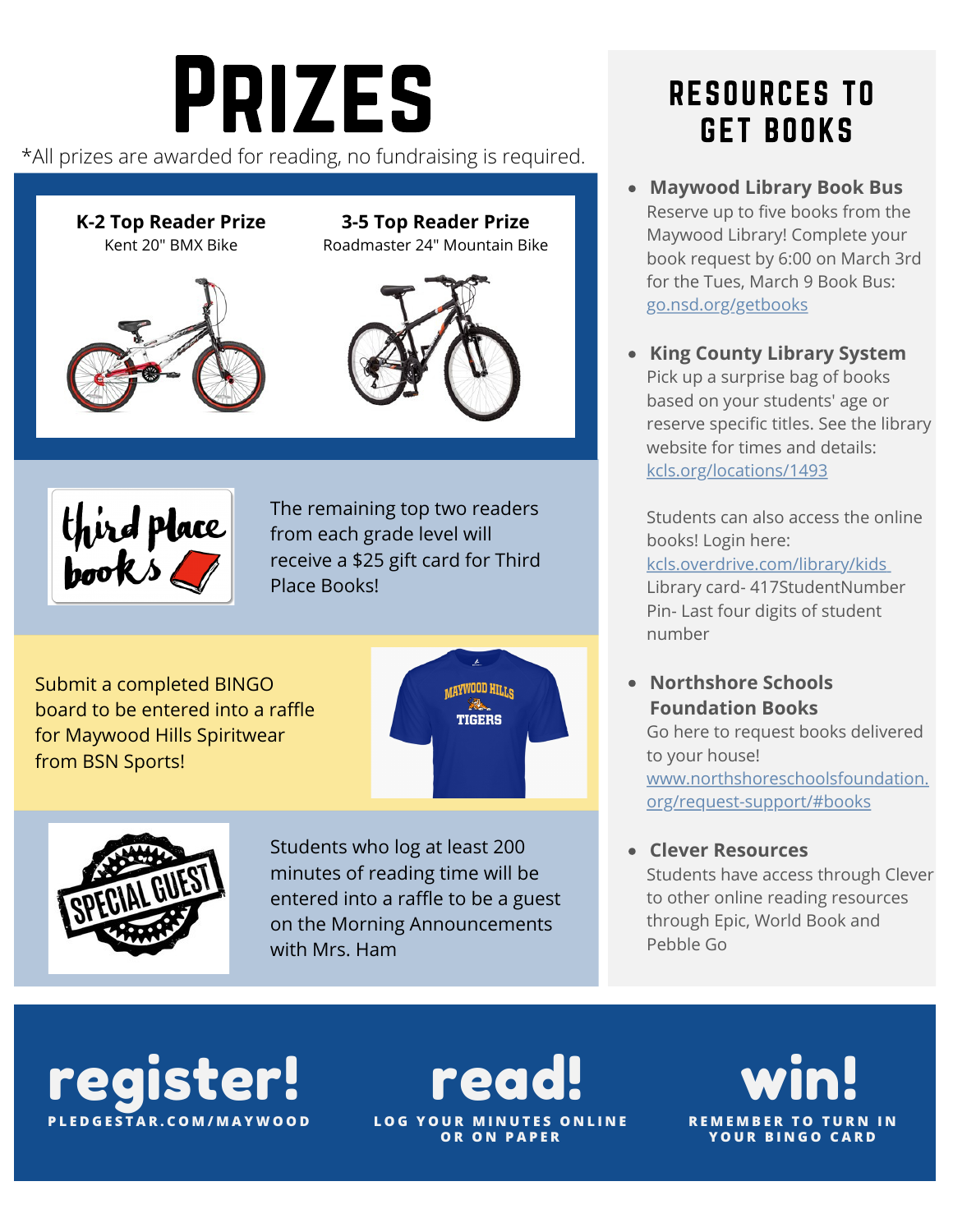# Prizes

*All prizes are awarded for reading, no fundraising is required.

**K-2 Top Reader Prize**
Kent 20" BMX Bike

**3-5 Top Reader Prize**
Roadmaster 24" Mountain Bike

The remaining top two readers from each grade level will receive a $25 gift card for Third Place Books!

Submit a completed BINGO board to be entered into a raffle for Maywood Hills Spiritwear from BSN Sports!

Students who log at least 200 minutes of reading time will be entered into a raffle to be a guest on the Morning Announcements with Mrs. Ham

## Resources to Get Books

- **Maywood Library Book Bus**
  Reserve up to five books from the Maywood Library! Complete your book request by 6:00 on March 3rd for the Tues, March 9 Book Bus: go.nsd.org/getbooks

- **King County Library System**
  Pick up a surprise bag of books based on your students' age or reserve specific titles. See the library website for times and details: kcls.org/locations/1493

  Students can also access the online books! Login here: kcls.overdrive.com/library/kids
  Library card- 417StudentNumber
  Pin- Last four digits of student number

- **Northshore Schools Foundation Books**
  Go here to request books delivered to your house! www.northshoreschoolsfoundation.org/request-support/#books

- **Clever Resources**
  Students have access through Clever to other online reading resources through Epic, World Book and Pebble Go

**register!**
PLEDGESTAR.COM/MAYWOOD

**read!**
LOG YOUR MINUTES ONLINE OR ON PAPER

**win!**
REMEMBER TO TURN IN YOUR BINGO CARD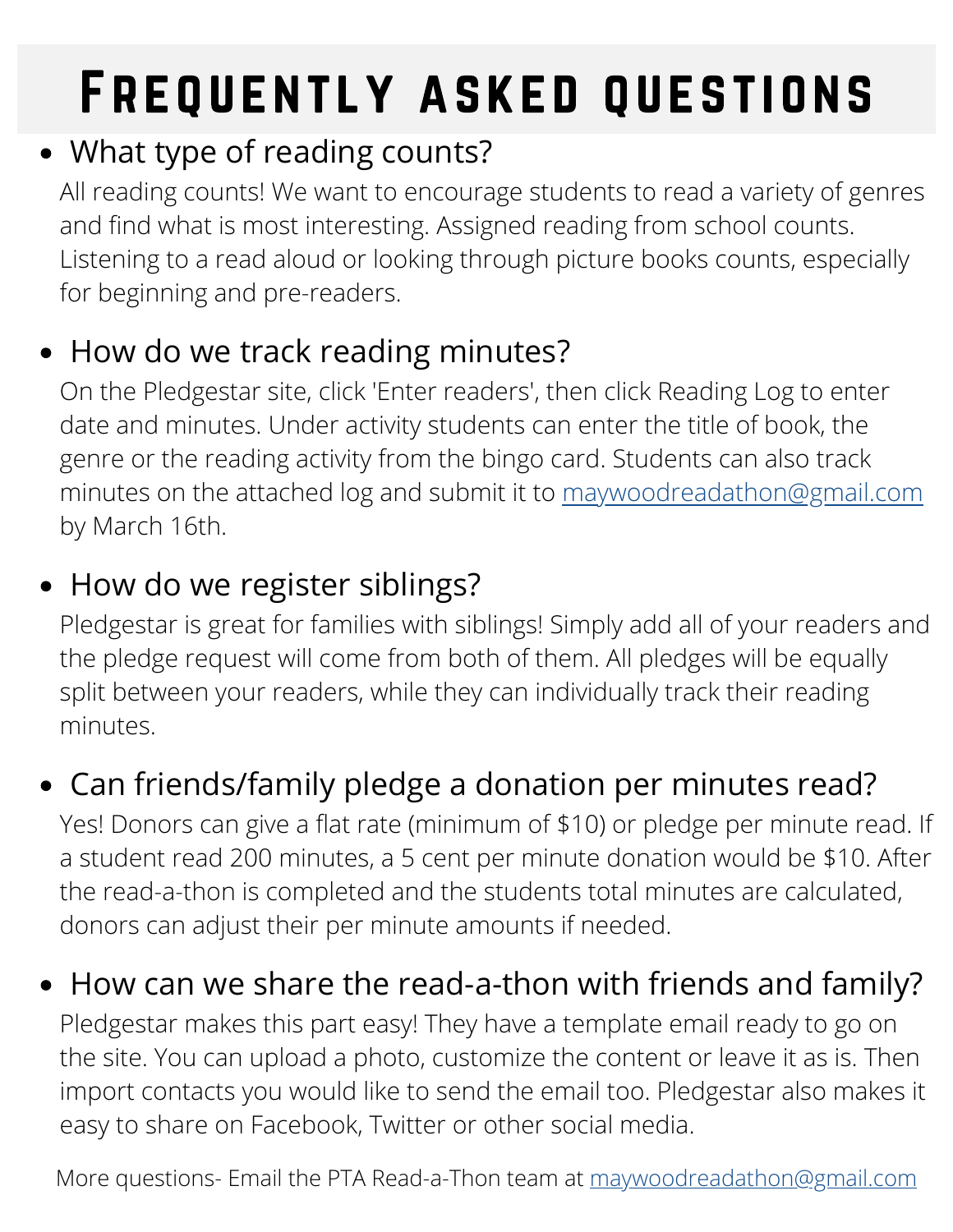# Frequently asked questions

- ## What type of reading counts?

All reading counts! We want to encourage students to read a variety of genres and find what is most interesting. Assigned reading from school counts. Listening to a read aloud or looking through picture books counts, especially for beginning and pre-readers.

- ## How do we track reading minutes?

On the Pledgestar site, click 'Enter readers', then click Reading Log to enter date and minutes. Under activity students can enter the title of book, the genre or the reading activity from the bingo card. Students can also track minutes on the attached log and submit it to maywoodreadathon@gmail.com by March 16th.

- ## How do we register siblings?

Pledgestar is great for families with siblings! Simply add all of your readers and the pledge request will come from both of them. All pledges will be equally split between your readers, while they can individually track their reading minutes.

- ## Can friends/family pledge a donation per minutes read?

Yes! Donors can give a flat rate (minimum of $10) or pledge per minute read. If a student read 200 minutes, a 5 cent per minute donation would be $10. After the read-a-thon is completed and the students total minutes are calculated, donors can adjust their per minute amounts if needed.

- ## How can we share the read-a-thon with friends and family?

Pledgestar makes this part easy! They have a template email ready to go on the site. You can upload a photo, customize the content or leave it as is. Then import contacts you would like to send the email too. Pledgestar also makes it easy to share on Facebook, Twitter or other social media.

More questions- Email the PTA Read-a-Thon team at maywoodreadathon@gmail.com